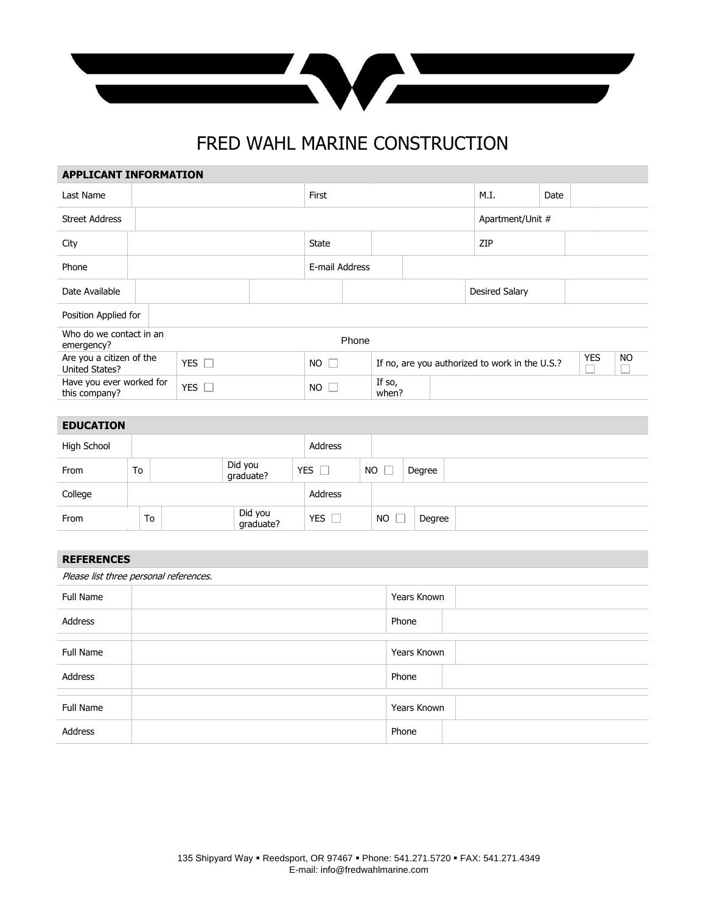# FRED WAHL MARINE CONSTRUCTION

## APPLICANT INFORMATION

| | | | | | |
|---|---|---|---|---|---|
| Last Name | | First | | M.I. | Date |
| Street Address | | | | Apartment/Unit # | |
| City | | State | | ZIP | |
| Phone | | E-mail Address | | | |
| Date Available | | | | Desired Salary | |
| Position Applied for | | | | | |
| Who do we contact in an emergency? | | Phone | | | |

| | | | | | |
|---|---|---|---|---|---|
| Are you a citizen of the United States? | YES ☐ | NO ☐ | If no, are you authorized to work in the U.S.? | YES ☐ | NO ☐ |
| Have you ever worked for this company? | YES ☐ | NO ☐ | If so, when? | | |

## EDUCATION

| | | | | | | |
|---|---|---|---|---|---|---|
| High School | | | Address | | | |
| From | To | Did you graduate? | YES ☐ | NO ☐ | Degree | |
| College | | | Address | | | |
| From | To | Did you graduate? | YES ☐ | NO ☐ | Degree | |

## REFERENCES

*Please list three personal references.*

| | | | |
|---|---|---|---|
| Full Name | | Years Known | |
| Address | | Phone | |
| Full Name | | Years Known | |
| Address | | Phone | |
| Full Name | | Years Known | |
| Address | | Phone | |

135 Shipyard Way ▪ Reedsport, OR 97467 ▪ Phone: 541.271.5720 ▪ FAX: 541.271.4349
E-mail: info@fredwahlmarine.com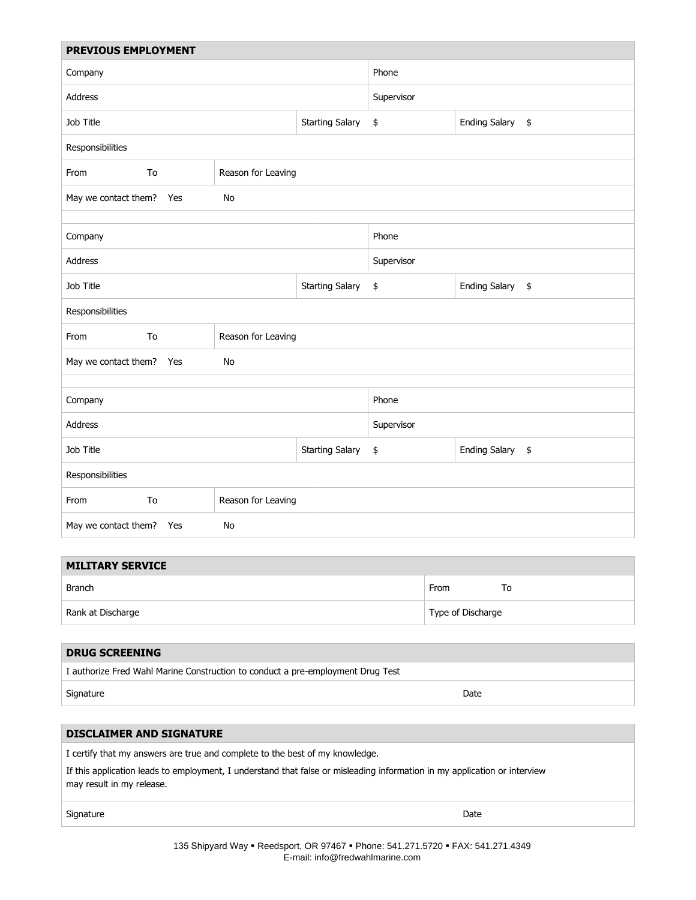## PREVIOUS EMPLOYMENT

| | | | |
|---|---|---|---|
| Company | | Phone | |
| Address | | Supervisor | |
| Job Title | Starting Salary | $ | Ending Salary $ |
| Responsibilities | | | |
| From To | Reason for Leaving | | |
| May we contact them? Yes No | | | |

| | | | |
|---|---|---|---|
| Company | | Phone | |
| Address | | Supervisor | |
| Job Title | Starting Salary | $ | Ending Salary $ |
| Responsibilities | | | |
| From To | Reason for Leaving | | |
| May we contact them? Yes No | | | |

| | | | |
|---|---|---|---|
| Company | | Phone | |
| Address | | Supervisor | |
| Job Title | Starting Salary | $ | Ending Salary $ |
| Responsibilities | | | |
| From To | Reason for Leaving | | |
| May we contact them? Yes No | | | |

## MILITARY SERVICE

| | |
|---|---|
| Branch | From To |
| Rank at Discharge | Type of Discharge |

## DRUG SCREENING

I authorize Fred Wahl Marine Construction to conduct a pre-employment Drug Test

| | |
|---|---|
| Signature | Date |

## DISCLAIMER AND SIGNATURE

I certify that my answers are true and complete to the best of my knowledge.

If this application leads to employment, I understand that false or misleading information in my application or interview may result in my release.

| | |
|---|---|
| Signature | Date |

135 Shipyard Way ▪ Reedsport, OR 97467 ▪ Phone: 541.271.5720 ▪ FAX: 541.271.4349
E-mail: info@fredwahlmarine.com